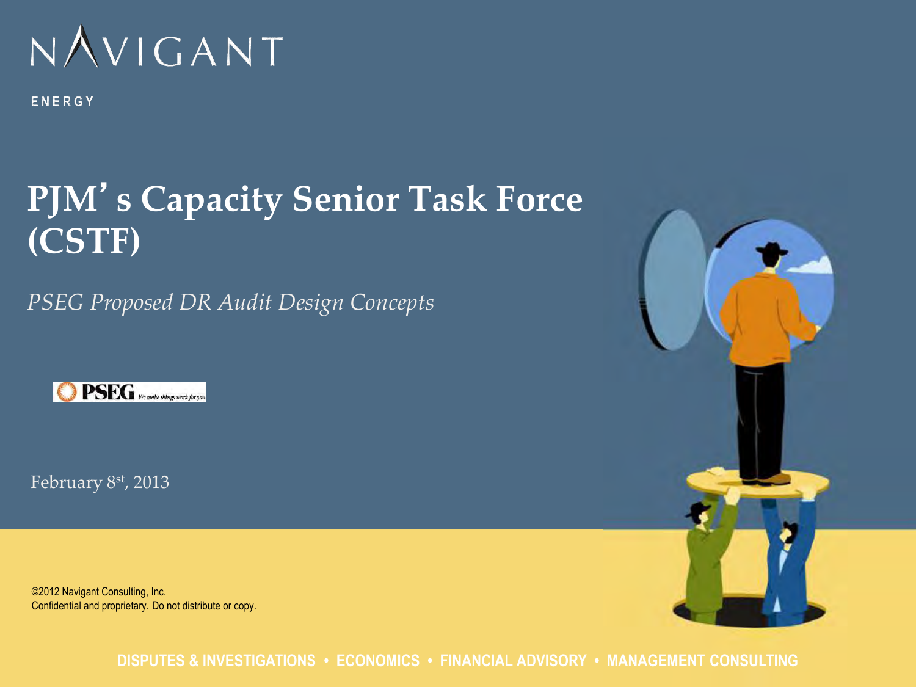NAVIGANT

ENERGY

# PJM's Capacity Senior Task Force (CSTF)

*PSEG Proposed DR Audit Design Concepts*

PSEG We make things work for you.

February 8st, 2013

©2012 Navigant Consulting, Inc.
Confidential and proprietary. Do not distribute or copy.

DISPUTES & INVESTIGATIONS • ECONOMICS • FINANCIAL ADVISORY • MANAGEMENT CONSULTING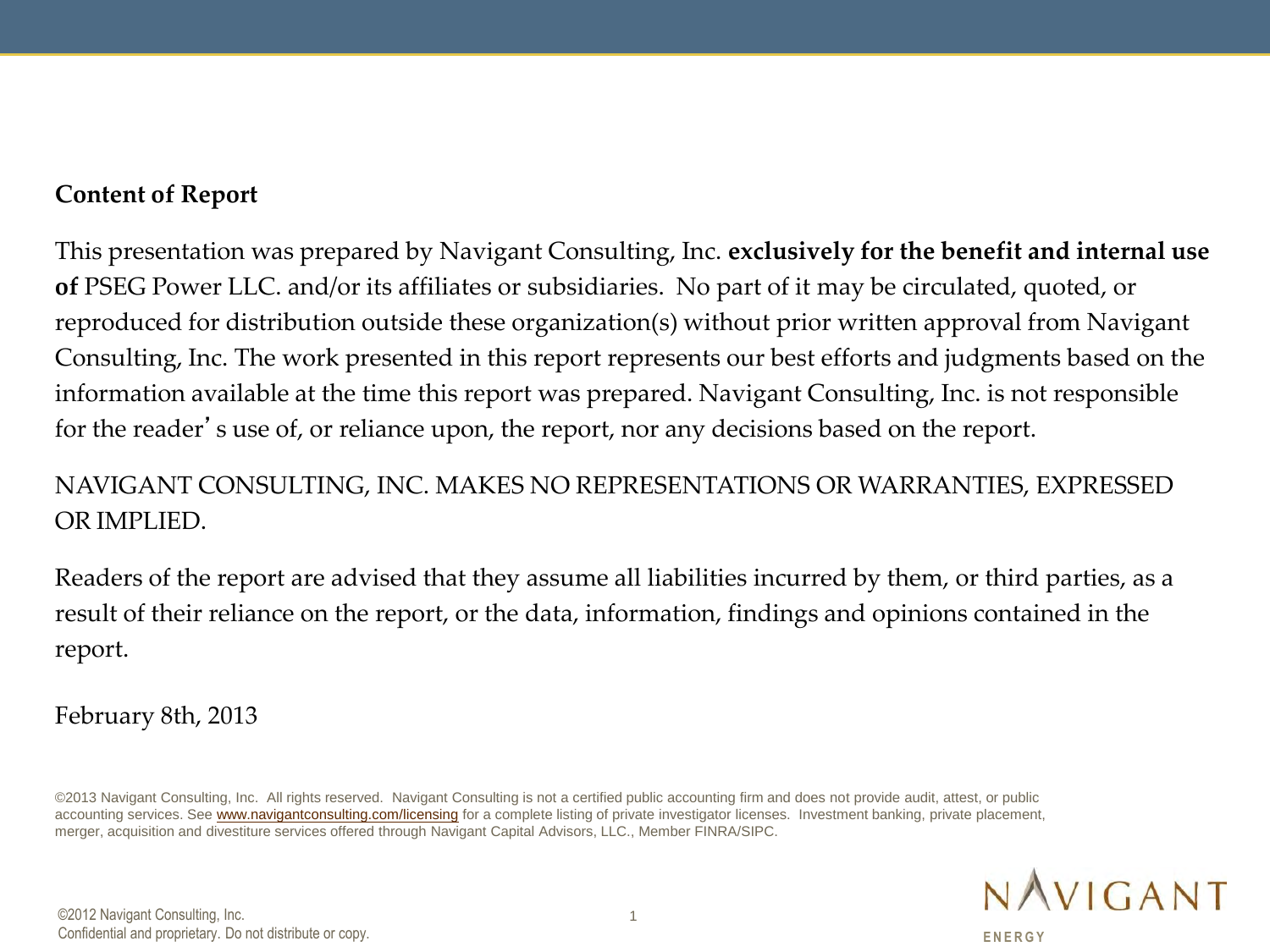**Content of Report**

This presentation was prepared by Navigant Consulting, Inc. **exclusively for the benefit and internal use of** PSEG Power LLC. and/or its affiliates or subsidiaries. No part of it may be circulated, quoted, or reproduced for distribution outside these organization(s) without prior written approval from Navigant Consulting, Inc. The work presented in this report represents our best efforts and judgments based on the information available at the time this report was prepared. Navigant Consulting, Inc. is not responsible for the reader's use of, or reliance upon, the report, nor any decisions based on the report.

NAVIGANT CONSULTING, INC. MAKES NO REPRESENTATIONS OR WARRANTIES, EXPRESSED OR IMPLIED.

Readers of the report are advised that they assume all liabilities incurred by them, or third parties, as a result of their reliance on the report, or the data, information, findings and opinions contained in the report.

February 8th, 2013

©2013 Navigant Consulting, Inc. All rights reserved. Navigant Consulting is not a certified public accounting firm and does not provide audit, attest, or public accounting services. See www.navigantconsulting.com/licensing for a complete listing of private investigator licenses. Investment banking, private placement, merger, acquisition and divestiture services offered through Navigant Capital Advisors, LLC., Member FINRA/SIPC.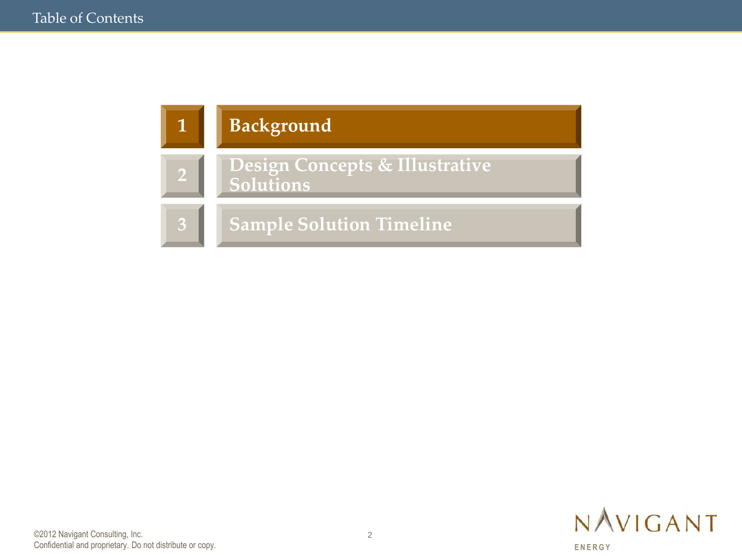# Table of Contents

1. **Background**
2. **Design Concepts & Illustrative Solutions**
3. **Sample Solution Timeline**

©2012 Navigant Consulting, Inc.
Confidential and proprietary. Do not distribute or copy.

NAVIGANT
ENERGY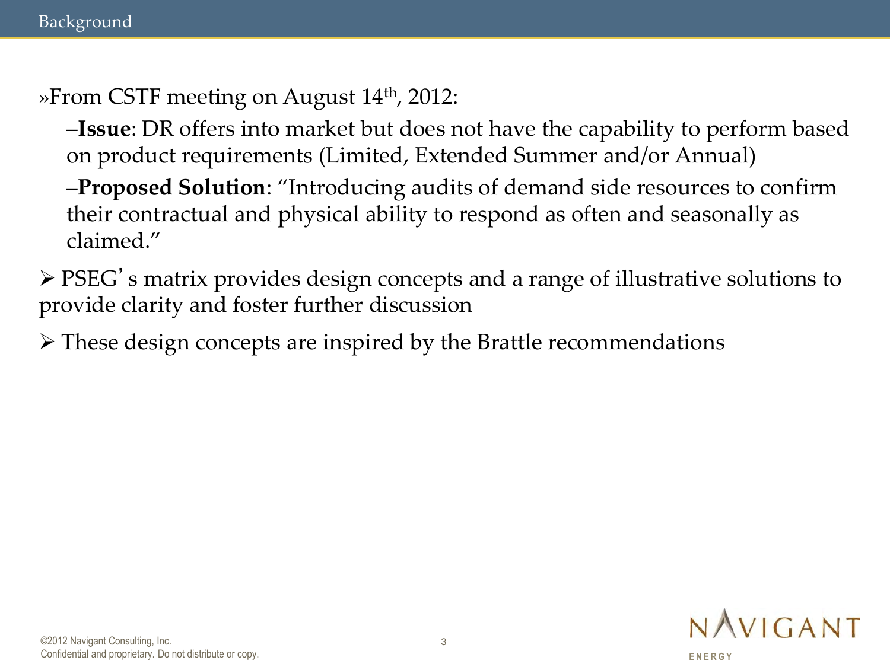# Background

- From CSTF meeting on August 14th, 2012:
  - **Issue**: DR offers into market but does not have the capability to perform based on product requirements (Limited, Extended Summer and/or Annual)
  - **Proposed Solution**: "Introducing audits of demand side resources to confirm their contractual and physical ability to respond as often and seasonally as claimed."

- PSEG's matrix provides design concepts and a range of illustrative solutions to provide clarity and foster further discussion

- These design concepts are inspired by the Brattle recommendations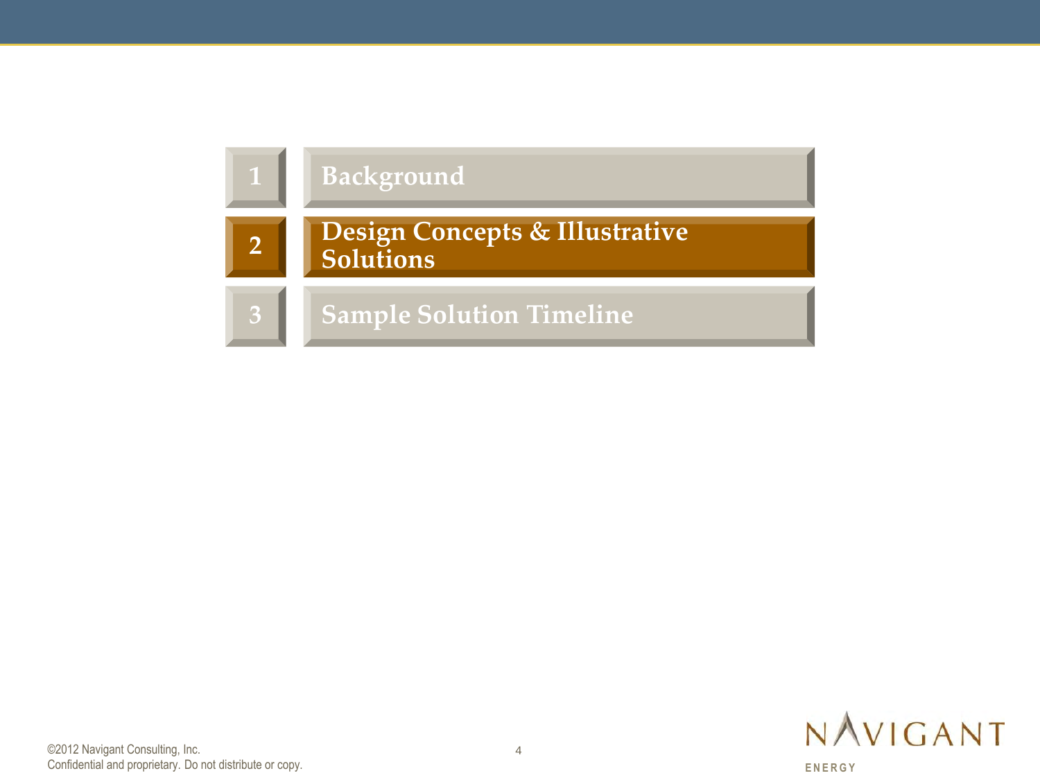1. Background
2. **Design Concepts & Illustrative Solutions**
3. Sample Solution Timeline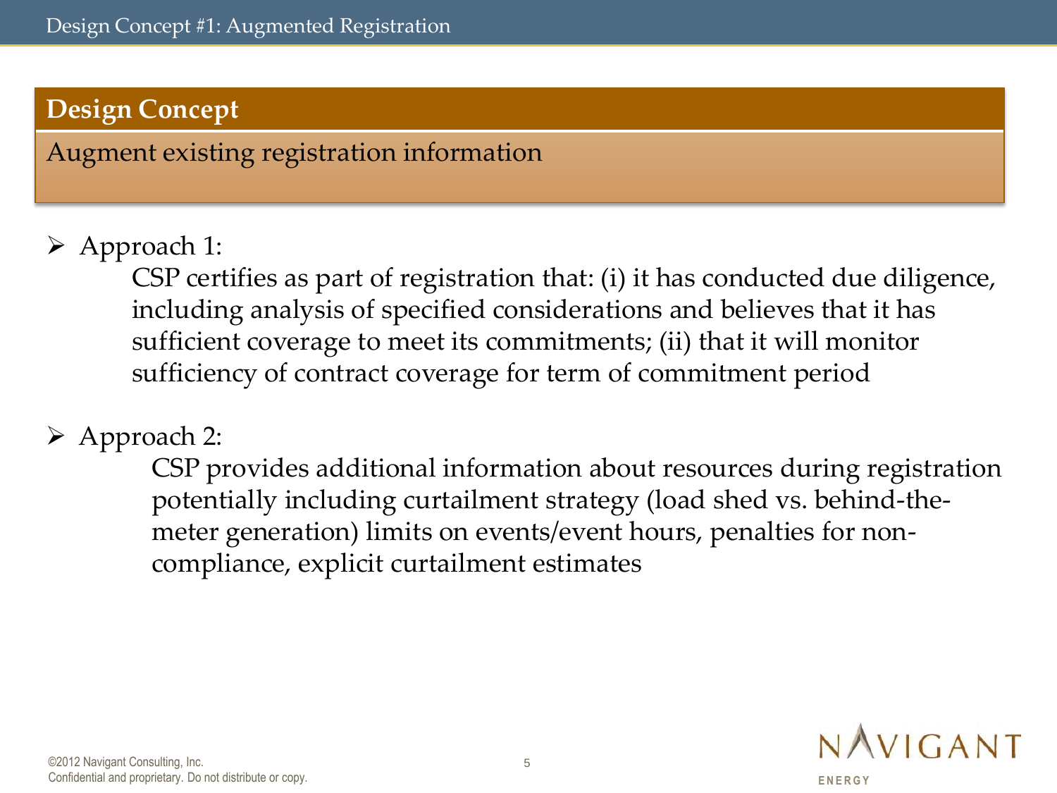# Design Concept #1: Augmented Registration

## Design Concept

Augment existing registration information

- Approach 1:

  CSP certifies as part of registration that: (i) it has conducted due diligence, including analysis of specified considerations and believes that it has sufficient coverage to meet its commitments; (ii) that it will monitor sufficiency of contract coverage for term of commitment period

- Approach 2:

  CSP provides additional information about resources during registration potentially including curtailment strategy (load shed vs. behind-the-meter generation) limits on events/event hours, penalties for non-compliance, explicit curtailment estimates

©2012 Navigant Consulting, Inc.
Confidential and proprietary. Do not distribute or copy.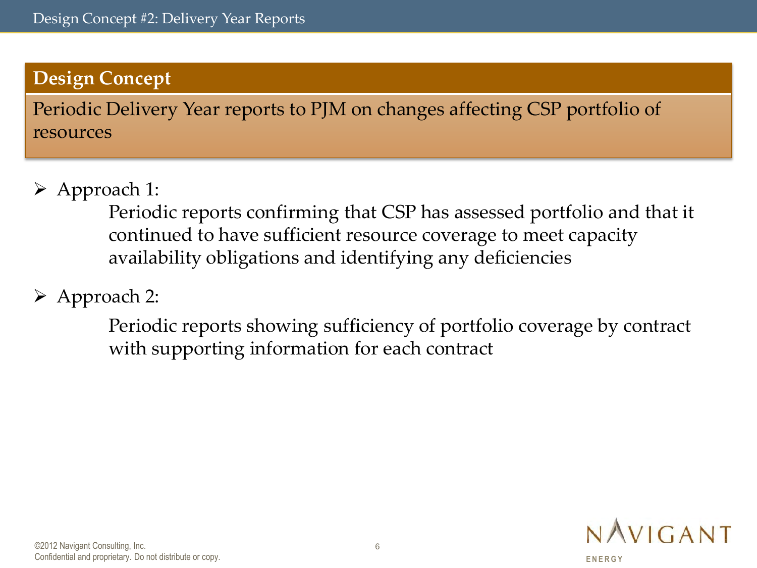# Design Concept #2: Delivery Year Reports

## Design Concept

Periodic Delivery Year reports to PJM on changes affecting CSP portfolio of resources

- Approach 1:

  Periodic reports confirming that CSP has assessed portfolio and that it continued to have sufficient resource coverage to meet capacity availability obligations and identifying any deficiencies

- Approach 2:

  Periodic reports showing sufficiency of portfolio coverage by contract with supporting information for each contract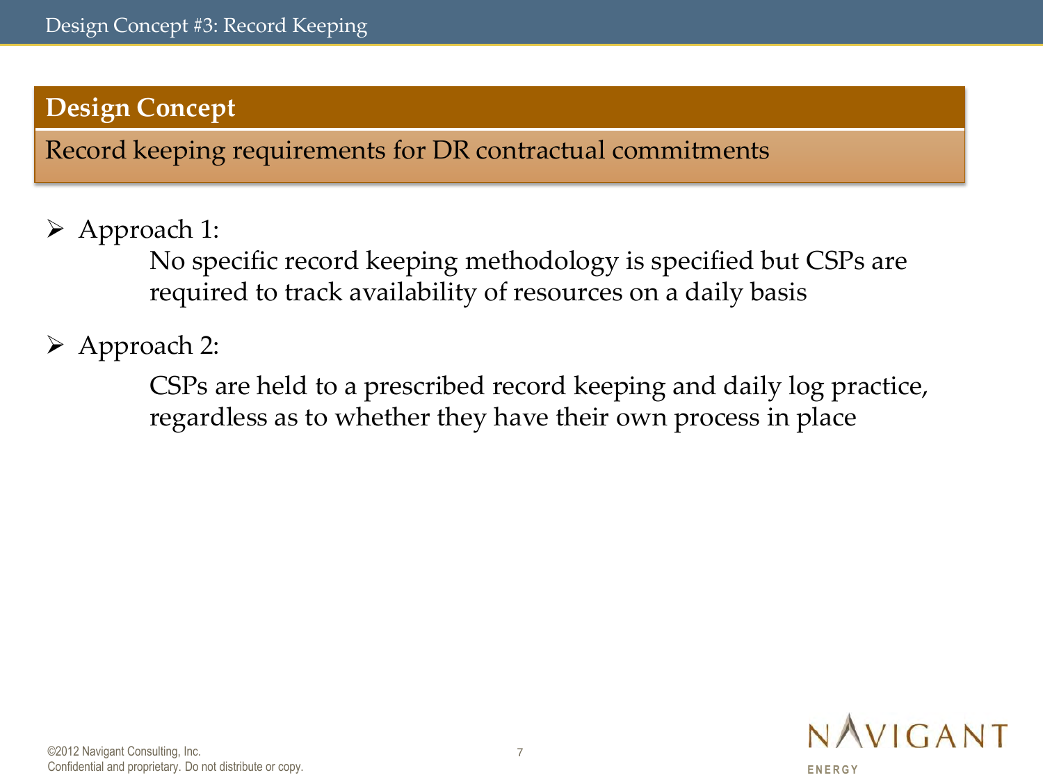# Design Concept #3: Record Keeping

## Design Concept

Record keeping requirements for DR contractual commitments

- Approach 1:

  No specific record keeping methodology is specified but CSPs are required to track availability of resources on a daily basis

- Approach 2:

  CSPs are held to a prescribed record keeping and daily log practice, regardless as to whether they have their own process in place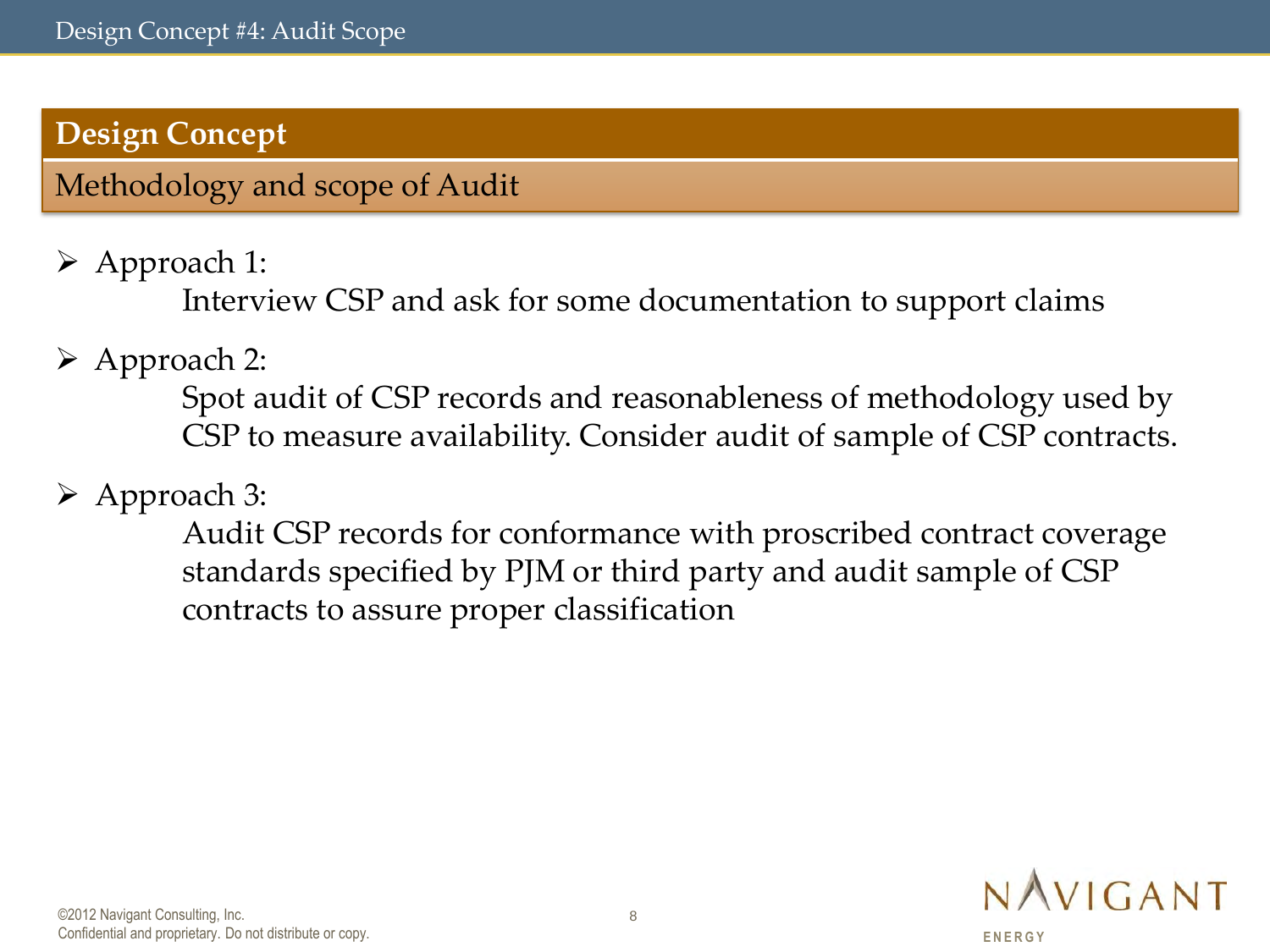# Design Concept #4: Audit Scope

## Design Concept

Methodology and scope of Audit

- Approach 1:
  
  Interview CSP and ask for some documentation to support claims

- Approach 2:
  
  Spot audit of CSP records and reasonableness of methodology used by CSP to measure availability. Consider audit of sample of CSP contracts.

- Approach 3:
  
  Audit CSP records for conformance with proscribed contract coverage standards specified by PJM or third party and audit sample of CSP contracts to assure proper classification

©2012 Navigant Consulting, Inc.
Confidential and proprietary. Do not distribute or copy.

NAVIGANT ENERGY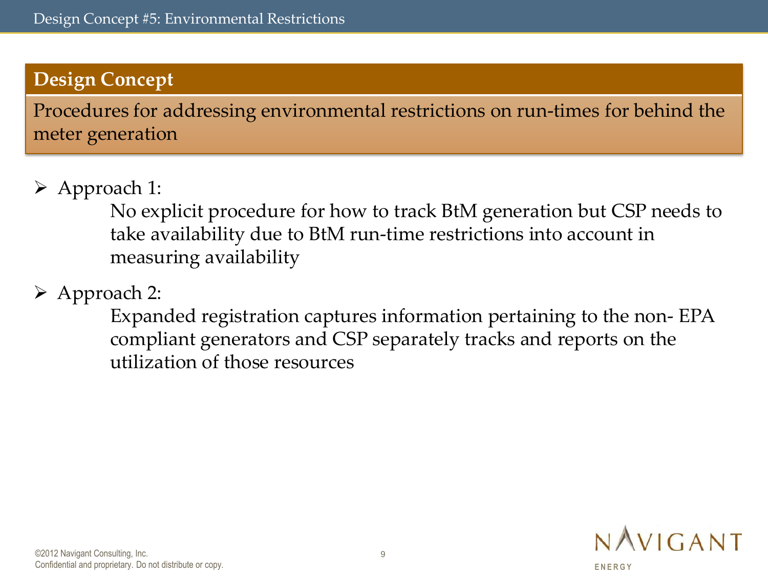# Design Concept #5: Environmental Restrictions

## Design Concept

Procedures for addressing environmental restrictions on run-times for behind the meter generation

- Approach 1:

  No explicit procedure for how to track BtM generation but CSP needs to take availability due to BtM run-time restrictions into account in measuring availability

- Approach 2:

  Expanded registration captures information pertaining to the non- EPA compliant generators and CSP separately tracks and reports on the utilization of those resources

©2012 Navigant Consulting, Inc.
Confidential and proprietary. Do not distribute or copy.

NAVIGANT ENERGY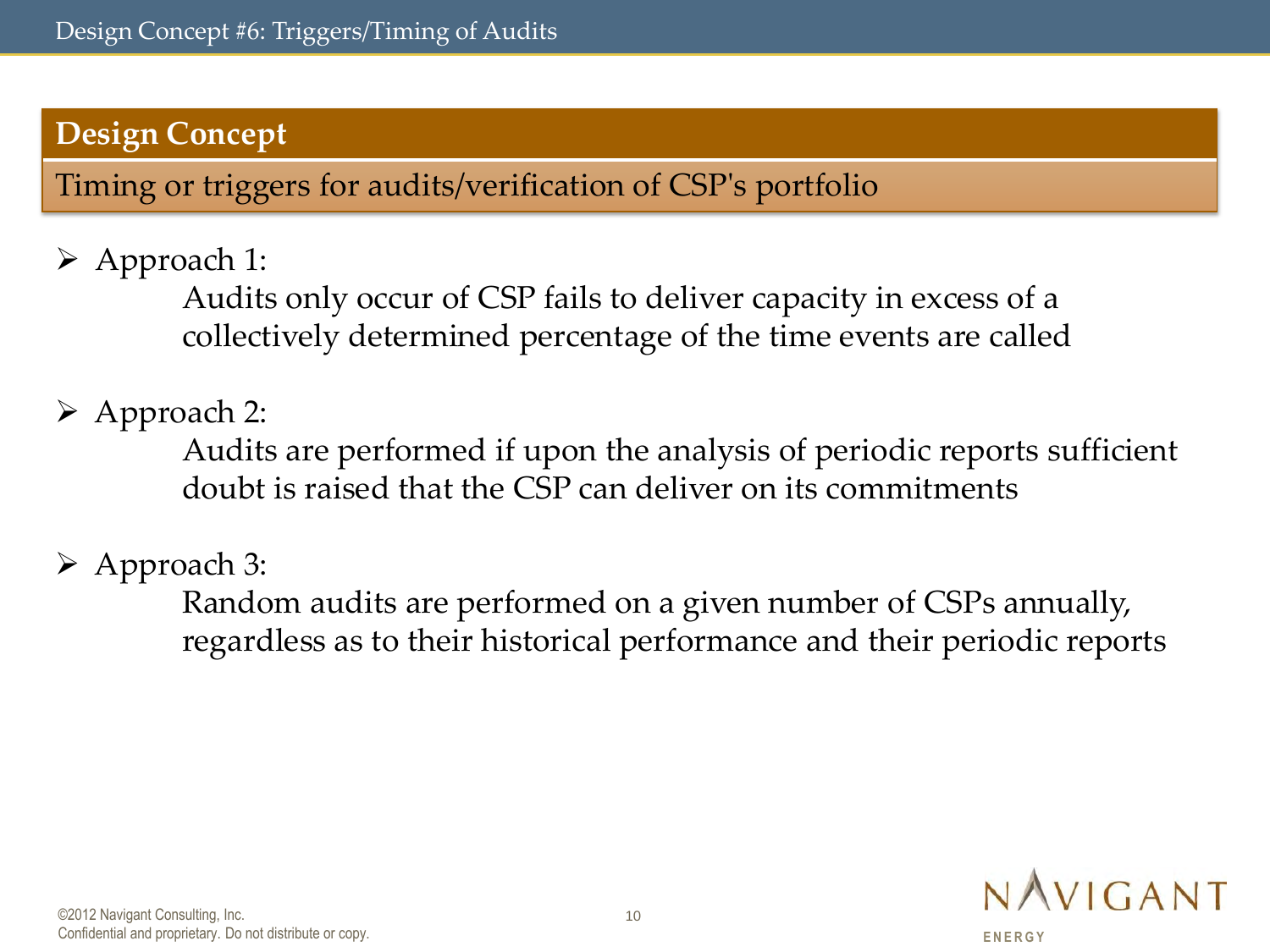# Design Concept #6: Triggers/Timing of Audits

## Design Concept

Timing or triggers for audits/verification of CSP's portfolio

- Approach 1:
  Audits only occur of CSP fails to deliver capacity in excess of a collectively determined percentage of the time events are called

- Approach 2:
  Audits are performed if upon the analysis of periodic reports sufficient doubt is raised that the CSP can deliver on its commitments

- Approach 3:
  Random audits are performed on a given number of CSPs annually, regardless as to their historical performance and their periodic reports

©2012 Navigant Consulting, Inc.
Confidential and proprietary. Do not distribute or copy.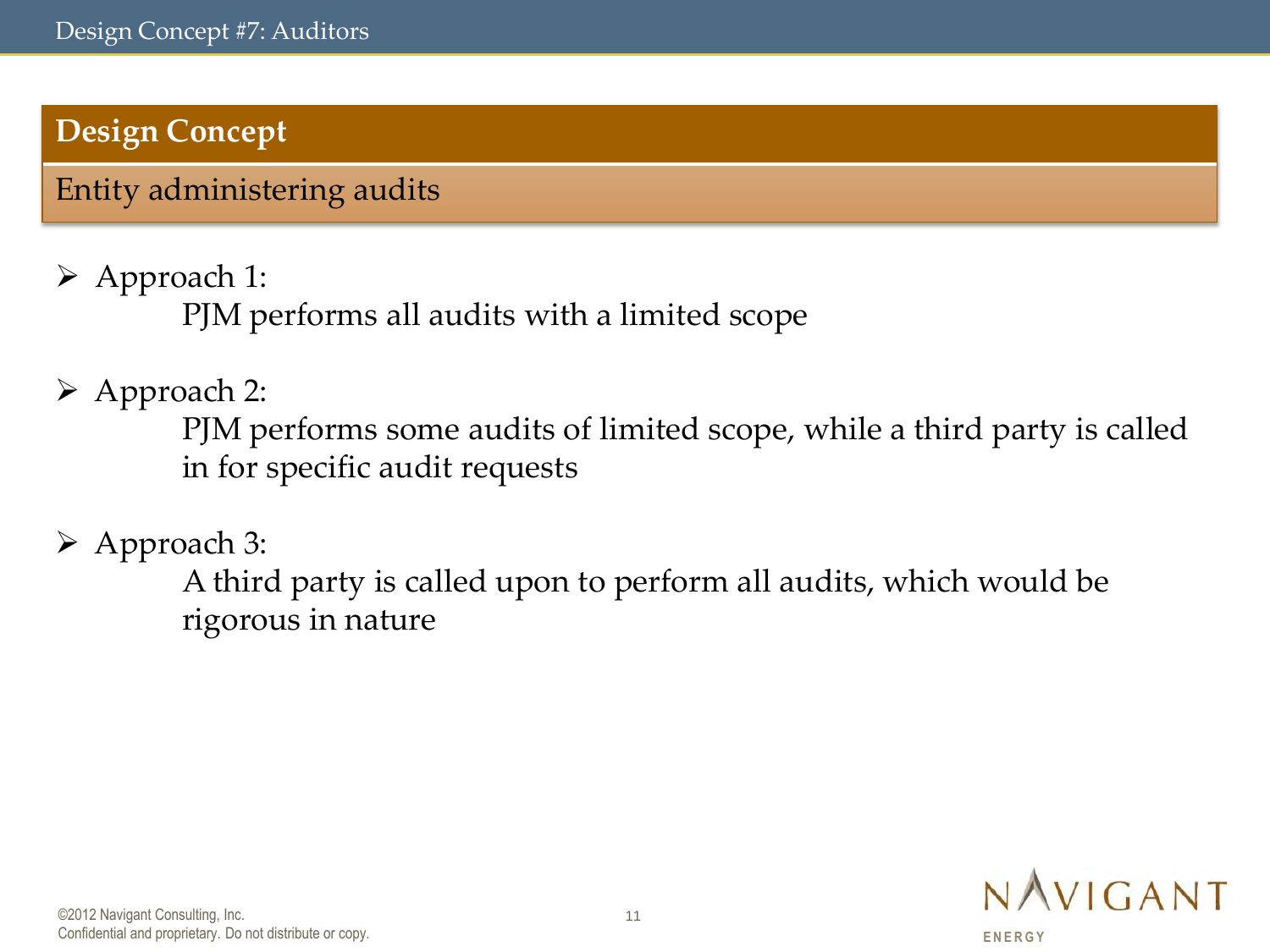# Design Concept #7: Auditors

## Design Concept

Entity administering audits

- Approach 1:
  PJM performs all audits with a limited scope

- Approach 2:
  PJM performs some audits of limited scope, while a third party is called in for specific audit requests

- Approach 3:
  A third party is called upon to perform all audits, which would be rigorous in nature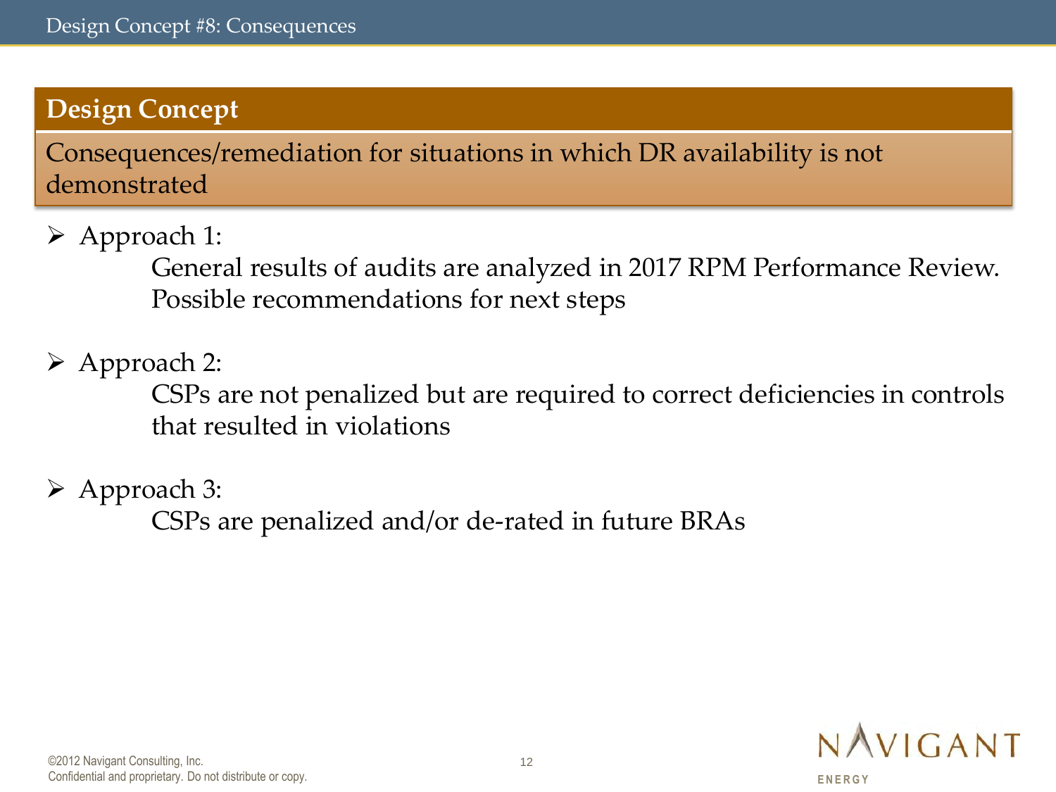# Design Concept #8: Consequences

## Design Concept

Consequences/remediation for situations in which DR availability is not demonstrated

- Approach 1:
  General results of audits are analyzed in 2017 RPM Performance Review. Possible recommendations for next steps

- Approach 2:
  CSPs are not penalized but are required to correct deficiencies in controls that resulted in violations

- Approach 3:
  CSPs are penalized and/or de-rated in future BRAs

©2012 Navigant Consulting, Inc.
Confidential and proprietary. Do not distribute or copy.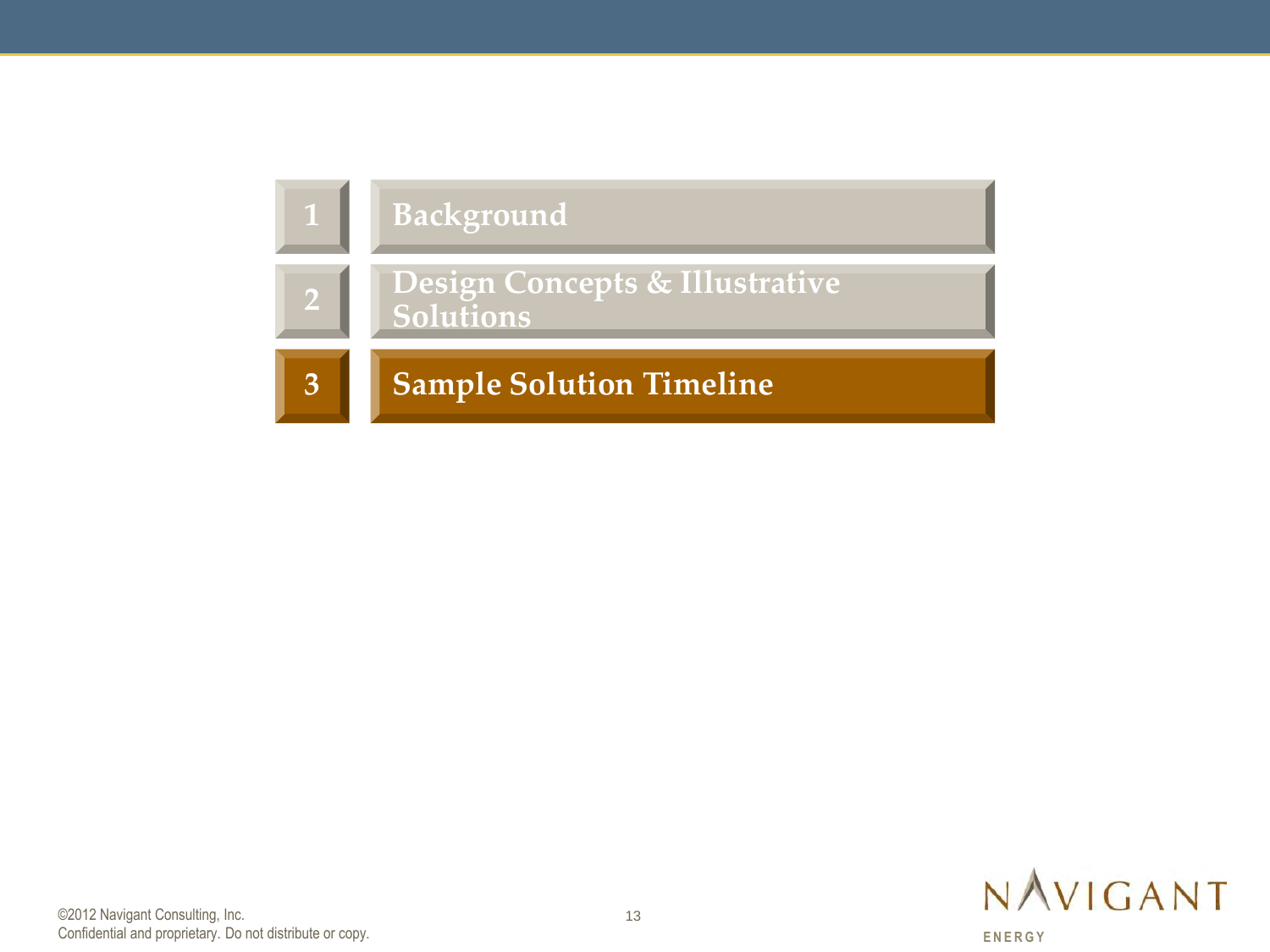1. Background
2. Design Concepts & Illustrative Solutions
3. **Sample Solution Timeline**

©2012 Navigant Consulting, Inc.
Confidential and proprietary. Do not distribute or copy.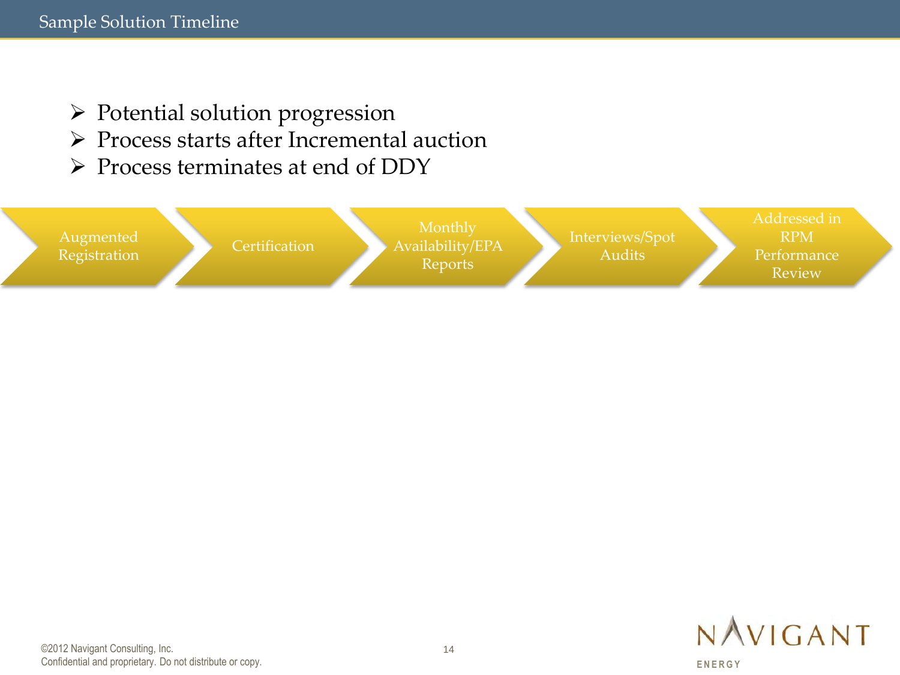# Sample Solution Timeline

- Potential solution progression
- Process starts after Incremental auction
- Process terminates at end of DDY

Augmented Registration → Certification → Monthly Availability/EPA Reports → Interviews/Spot Audits → Addressed in RPM Performance Review

©2012 Navigant Consulting, Inc.
Confidential and proprietary. Do not distribute or copy.

NAVIGANT ENERGY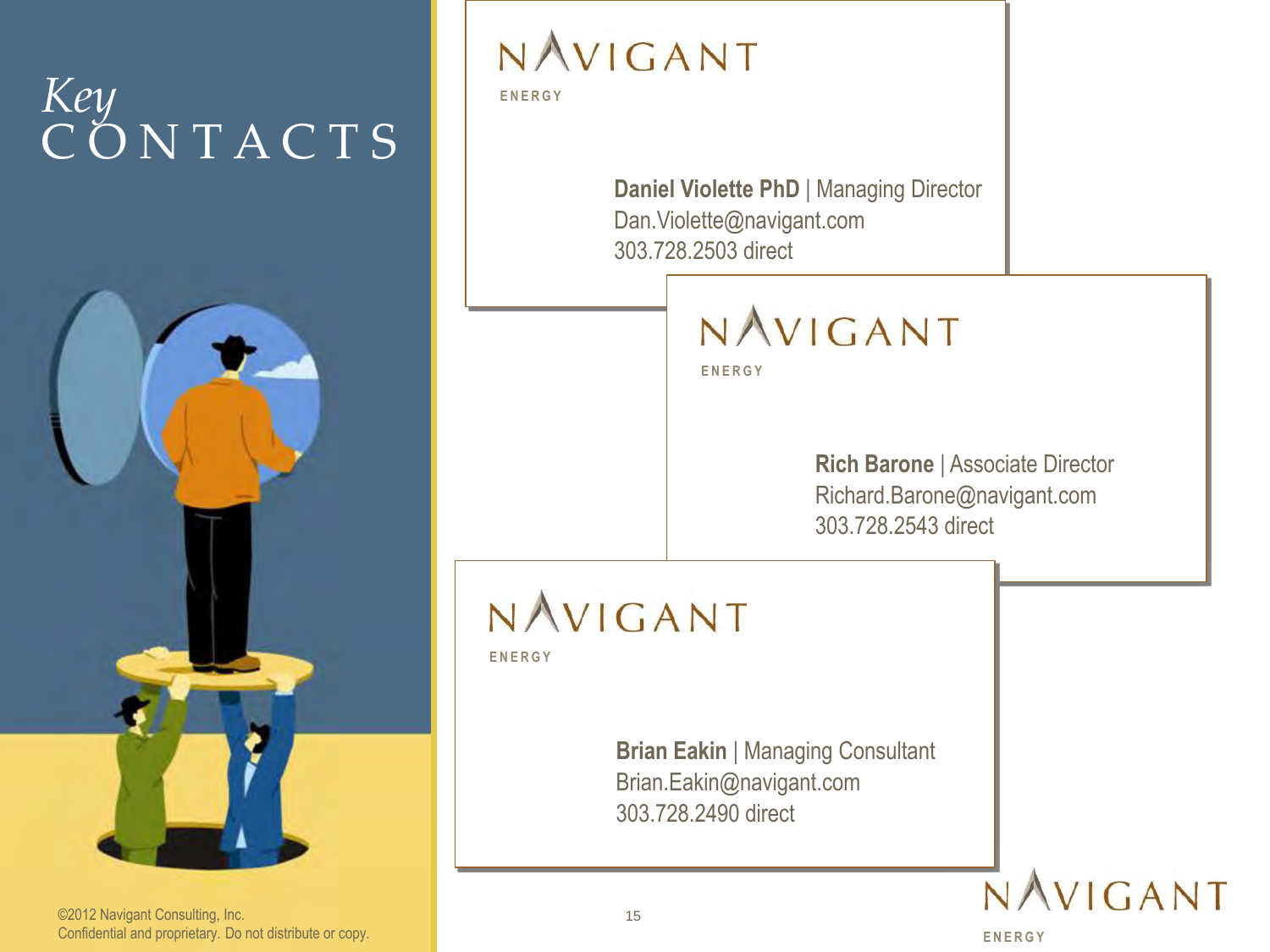# *Key* CONTACTS

NAVIGANT
ENERGY

**Daniel Violette PhD** | Managing Director
Dan.Violette@navigant.com
303.728.2503 direct

NAVIGANT
ENERGY

**Rich Barone** | Associate Director
Richard.Barone@navigant.com
303.728.2543 direct

NAVIGANT
ENERGY

**Brian Eakin** | Managing Consultant
Brian.Eakin@navigant.com
303.728.2490 direct

©2012 Navigant Consulting, Inc.
Confidential and proprietary. Do not distribute or copy.